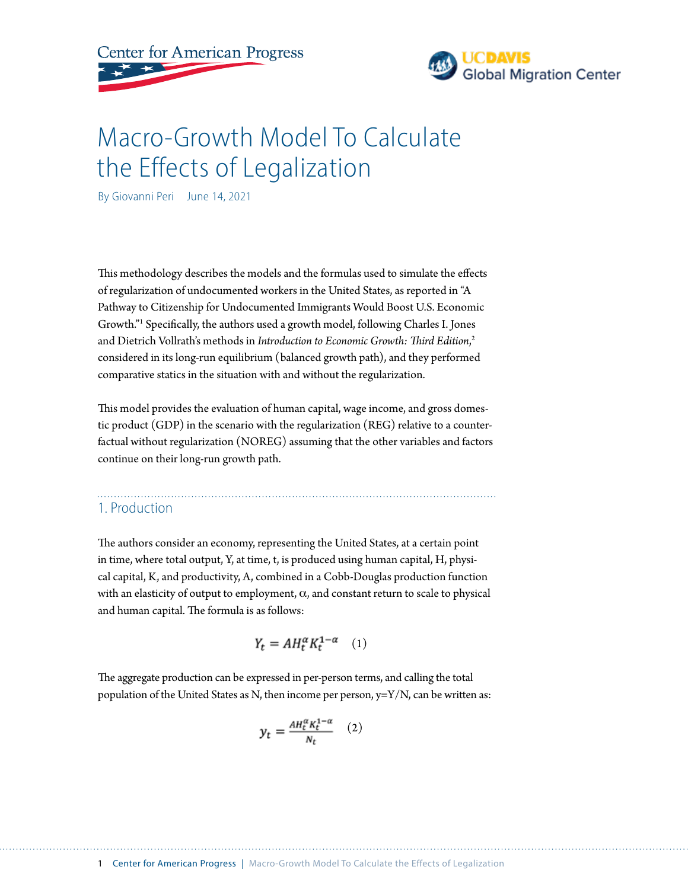Center for American Progress

UCDAVIS Global Migration Center

# Macro-Growth Model To Calculate the Effects of Legalization

By Giovanni Peri June 14, 2021

This methodology describes the models and the formulas used to simulate the effects of regularization of undocumented workers in the United States, as reported in "A Pathway to Citizenship for Undocumented Immigrants Would Boost U.S. Economic Growth."[1] Specifically, the authors used a growth model, following Charles I. Jones and Dietrich Vollrath's methods in *Introduction to Economic Growth: Third Edition*,[2] considered in its long-run equilibrium (balanced growth path), and they performed comparative statics in the situation with and without the regularization.

This model provides the evaluation of human capital, wage income, and gross domestic product (GDP) in the scenario with the regularization (REG) relative to a counterfactual without regularization (NOREG) assuming that the other variables and factors continue on their long-run growth path.

## 1. Production

The authors consider an economy, representing the United States, at a certain point in time, where total output, Y, at time, t, is produced using human capital, H, physical capital, K, and productivity, A, combined in a Cobb-Douglas production function with an elasticity of output to employment, $\alpha$, and constant return to scale to physical and human capital. The formula is as follows:

$$Y_t = AH_t^{\alpha}K_t^{1-\alpha} \quad (1)$$

The aggregate production can be expressed in per-person terms, and calling the total population of the United States as N, then income per person, y=Y/N, can be written as:

$$y_t = \frac{AH_t^{\alpha}K_t^{1-\alpha}}{N_t} \quad (2)$$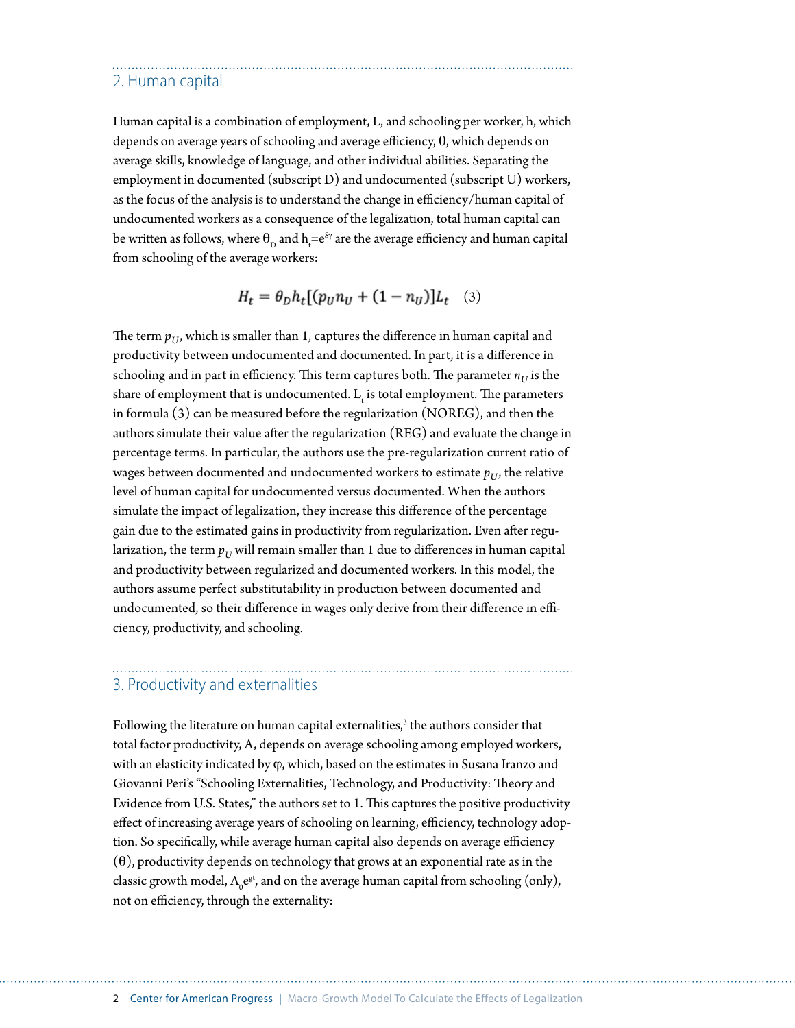## 2. Human capital

Human capital is a combination of employment, L, and schooling per worker, h, which depends on average years of schooling and average efficiency, θ, which depends on average skills, knowledge of language, and other individual abilities. Separating the employment in documented (subscript D) and undocumented (subscript U) workers, as the focus of the analysis is to understand the change in efficiency/human capital of undocumented workers as a consequence of the legalization, total human capital can be written as follows, where $\theta_D$ and $h_t = e^{S\gamma}$ are the average efficiency and human capital from schooling of the average workers:

$$H_t = \theta_D h_t[(p_U n_U + (1 - n_U)]L_t \quad (3)$$

The term $p_U$, which is smaller than 1, captures the difference in human capital and productivity between undocumented and documented. In part, it is a difference in schooling and in part in efficiency. This term captures both. The parameter $n_U$ is the share of employment that is undocumented. $L_t$ is total employment. The parameters in formula (3) can be measured before the regularization (NOREG), and then the authors simulate their value after the regularization (REG) and evaluate the change in percentage terms. In particular, the authors use the pre-regularization current ratio of wages between documented and undocumented workers to estimate $p_U$, the relative level of human capital for undocumented versus documented. When the authors simulate the impact of legalization, they increase this difference of the percentage gain due to the estimated gains in productivity from regularization. Even after regularization, the term $p_U$ will remain smaller than 1 due to differences in human capital and productivity between regularized and documented workers. In this model, the authors assume perfect substitutability in production between documented and undocumented, so their difference in wages only derive from their difference in efficiency, productivity, and schooling.

## 3. Productivity and externalities

Following the literature on human capital externalities,[3] the authors consider that total factor productivity, A, depends on average schooling among employed workers, with an elasticity indicated by φ, which, based on the estimates in Susana Iranzo and Giovanni Peri's "Schooling Externalities, Technology, and Productivity: Theory and Evidence from U.S. States," the authors set to 1. This captures the positive productivity effect of increasing average years of schooling on learning, efficiency, technology adoption. So specifically, while average human capital also depends on average efficiency (θ), productivity depends on technology that grows at an exponential rate as in the classic growth model, $A_0 e^{gt}$, and on the average human capital from schooling (only), not on efficiency, through the externality: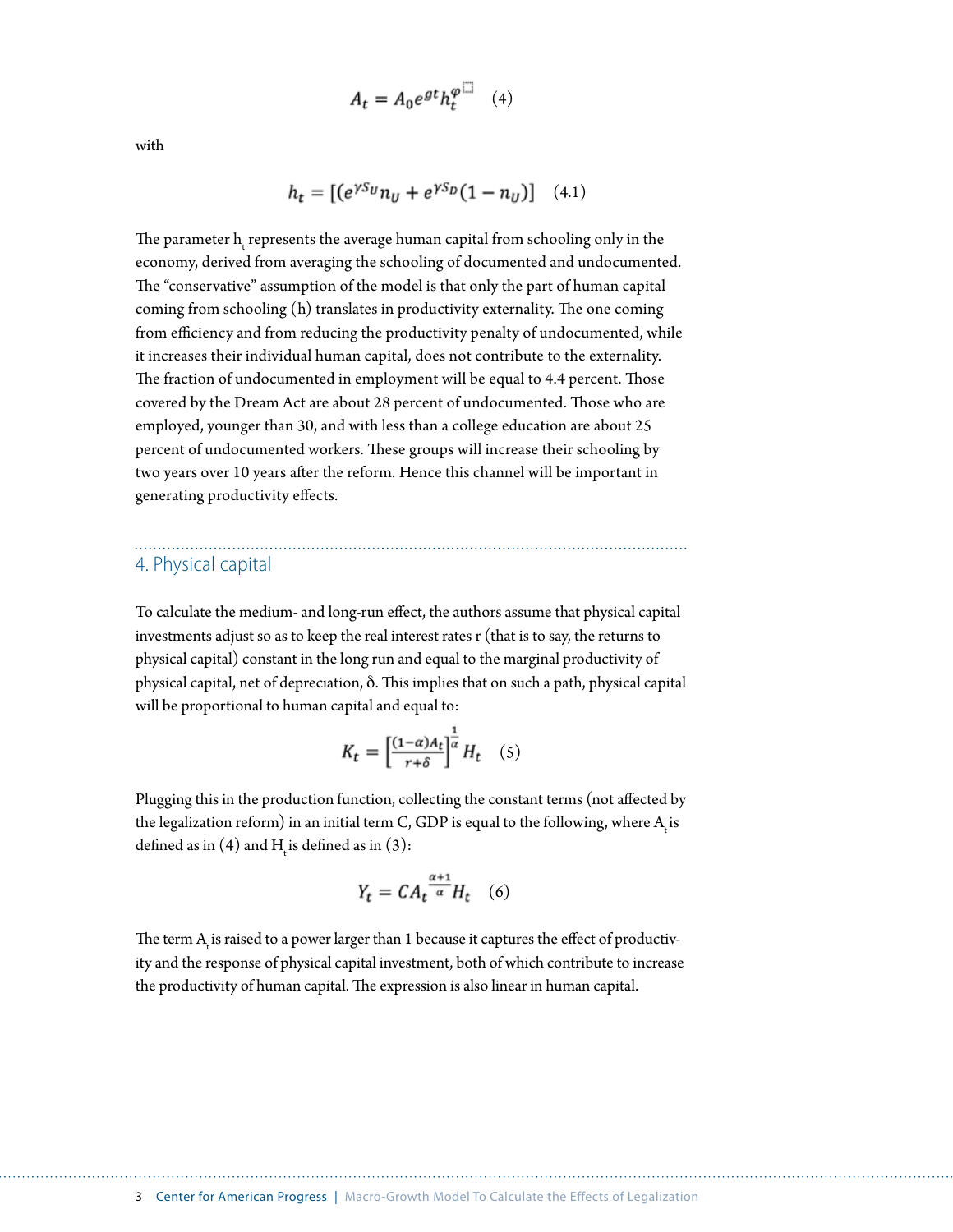$$A_t = A_0 e^{gt} h_t^{\varphi} \quad (4)$$

with

$$h_t = [(e^{\gamma S_U} n_U + e^{\gamma S_D}(1 - n_U)] \quad (4.1)$$

The parameter $h_t$ represents the average human capital from schooling only in the economy, derived from averaging the schooling of documented and undocumented. The "conservative" assumption of the model is that only the part of human capital coming from schooling (h) translates in productivity externality. The one coming from efficiency and from reducing the productivity penalty of undocumented, while it increases their individual human capital, does not contribute to the externality. The fraction of undocumented in employment will be equal to 4.4 percent. Those covered by the Dream Act are about 28 percent of undocumented. Those who are employed, younger than 30, and with less than a college education are about 25 percent of undocumented workers. These groups will increase their schooling by two years over 10 years after the reform. Hence this channel will be important in generating productivity effects.

## 4. Physical capital

To calculate the medium- and long-run effect, the authors assume that physical capital investments adjust so as to keep the real interest rates r (that is to say, the returns to physical capital) constant in the long run and equal to the marginal productivity of physical capital, net of depreciation, δ. This implies that on such a path, physical capital will be proportional to human capital and equal to:

$$K_t = \left[\frac{(1-\alpha)A_t}{r+\delta}\right]^{\frac{1}{\alpha}} H_t \quad (5)$$

Plugging this in the production function, collecting the constant terms (not affected by the legalization reform) in an initial term C, GDP is equal to the following, where $A_t$ is defined as in (4) and $H_t$ is defined as in (3):

$$Y_t = C A_t^{\frac{\alpha+1}{\alpha}} H_t \quad (6)$$

The term $A_t$ is raised to a power larger than 1 because it captures the effect of productivity and the response of physical capital investment, both of which contribute to increase the productivity of human capital. The expression is also linear in human capital.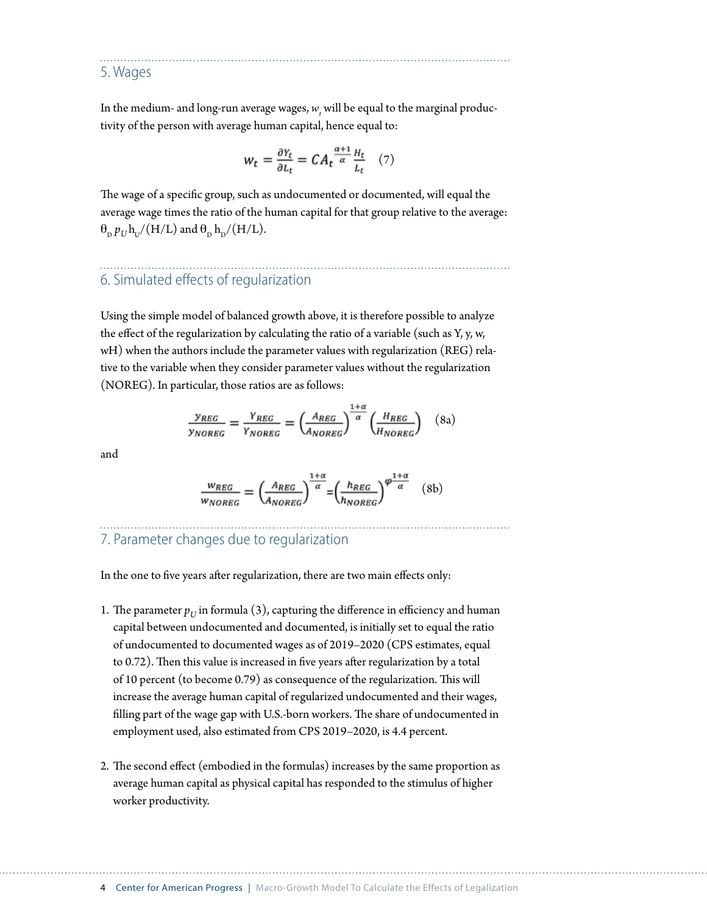## 5. Wages

In the medium- and long-run average wages, $w_t$ will be equal to the marginal productivity of the person with average human capital, hence equal to:

$$w_t = \frac{\partial Y_t}{\partial L_t} = CA_t^{\frac{\alpha+1}{\alpha}} \frac{H_t}{L_t} \quad (7)$$

The wage of a specific group, such as undocumented or documented, will equal the average wage times the ratio of the human capital for that group relative to the average: $\theta_D \, p_U h_U/(H/L)$ and $\theta_D \, h_D/(H/L)$.

## 6. Simulated effects of regularization

Using the simple model of balanced growth above, it is therefore possible to analyze the effect of the regularization by calculating the ratio of a variable (such as Y, y, w, wH) when the authors include the parameter values with regularization (REG) relative to the variable when they consider parameter values without the regularization (NOREG). In particular, those ratios are as follows:

$$\frac{y_{REG}}{y_{NOREG}} = \frac{Y_{REG}}{Y_{NOREG}} = \left(\frac{A_{REG}}{A_{NOREG}}\right)^{\frac{1+\alpha}{\alpha}} \left(\frac{H_{REG}}{H_{NOREG}}\right) \quad (8a)$$

and

$$\frac{w_{REG}}{w_{NOREG}} = \left(\frac{A_{REG}}{A_{NOREG}}\right)^{\frac{1+\alpha}{\alpha}} = \left(\frac{h_{REG}}{h_{NOREG}}\right)^{\varphi\frac{1+\alpha}{\alpha}} \quad (8b)$$

## 7. Parameter changes due to regularization

In the one to five years after regularization, there are two main effects only:

1. The parameter $p_U$ in formula (3), capturing the difference in efficiency and human capital between undocumented and documented, is initially set to equal the ratio of undocumented to documented wages as of 2019–2020 (CPS estimates, equal to 0.72). Then this value is increased in five years after regularization by a total of 10 percent (to become 0.79) as consequence of the regularization. This will increase the average human capital of regularized undocumented and their wages, filling part of the wage gap with U.S.-born workers. The share of undocumented in employment used, also estimated from CPS 2019–2020, is 4.4 percent.

2. The second effect (embodied in the formulas) increases by the same proportion as average human capital as physical capital has responded to the stimulus of higher worker productivity.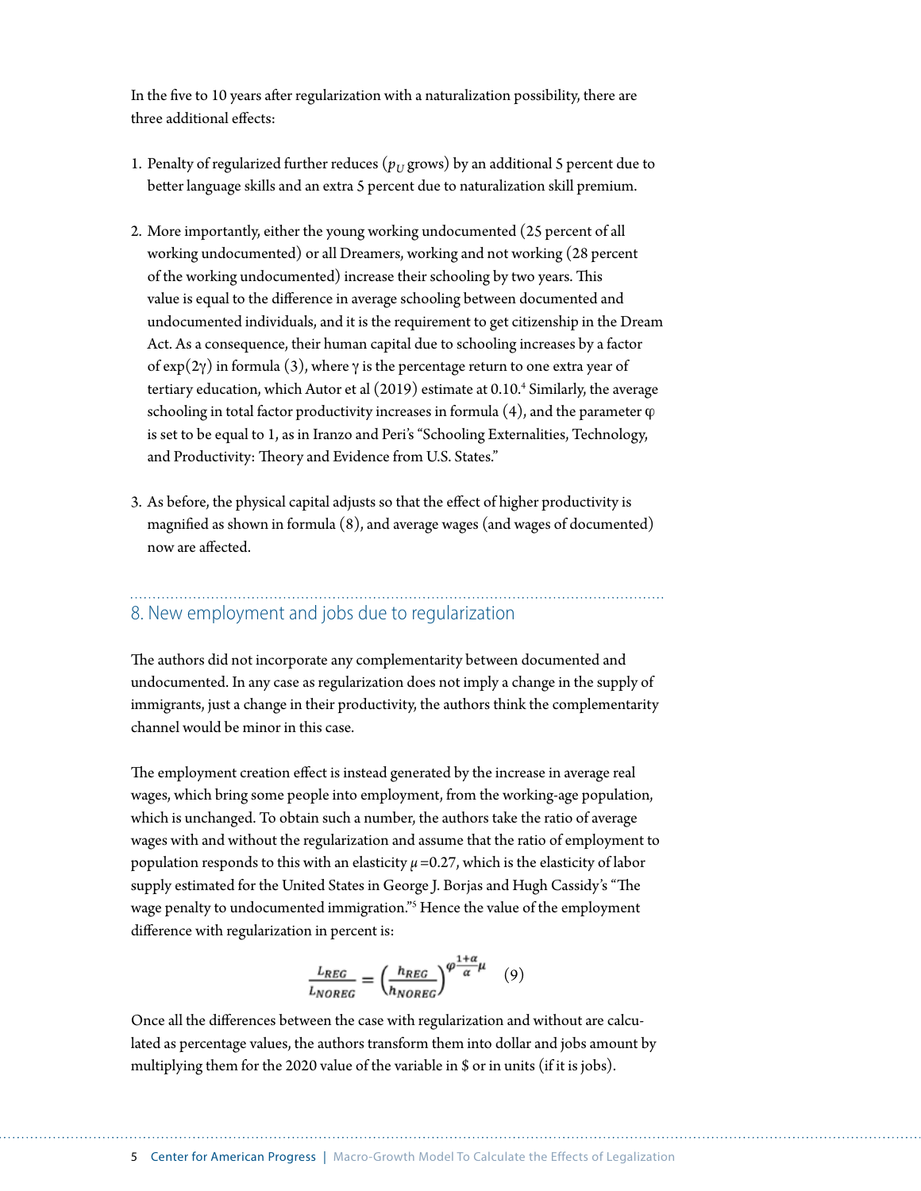In the five to 10 years after regularization with a naturalization possibility, there are three additional effects:

1. Penalty of regularized further reduces ($p_U$ grows) by an additional 5 percent due to better language skills and an extra 5 percent due to naturalization skill premium.

2. More importantly, either the young working undocumented (25 percent of all working undocumented) or all Dreamers, working and not working (28 percent of the working undocumented) increase their schooling by two years. This value is equal to the difference in average schooling between documented and undocumented individuals, and it is the requirement to get citizenship in the Dream Act. As a consequence, their human capital due to schooling increases by a factor of $\exp(2\gamma)$ in formula (3), where $\gamma$ is the percentage return to one extra year of tertiary education, which Autor et al (2019) estimate at 0.10.[4] Similarly, the average schooling in total factor productivity increases in formula (4), and the parameter $\varphi$ is set to be equal to 1, as in Iranzo and Peri's "Schooling Externalities, Technology, and Productivity: Theory and Evidence from U.S. States."

3. As before, the physical capital adjusts so that the effect of higher productivity is magnified as shown in formula (8), and average wages (and wages of documented) now are affected.

## 8. New employment and jobs due to regularization

The authors did not incorporate any complementarity between documented and undocumented. In any case as regularization does not imply a change in the supply of immigrants, just a change in their productivity, the authors think the complementarity channel would be minor in this case.

The employment creation effect is instead generated by the increase in average real wages, which bring some people into employment, from the working-age population, which is unchanged. To obtain such a number, the authors take the ratio of average wages with and without the regularization and assume that the ratio of employment to population responds to this with an elasticity $\mu$ =0.27, which is the elasticity of labor supply estimated for the United States in George J. Borjas and Hugh Cassidy's "The wage penalty to undocumented immigration."[5] Hence the value of the employment difference with regularization in percent is:

$$\frac{L_{REG}}{L_{NOREG}} = \left(\frac{h_{REG}}{h_{NOREG}}\right)^{\varphi\frac{1+\alpha}{\alpha}\mu} \quad (9)$$

Once all the differences between the case with regularization and without are calculated as percentage values, the authors transform them into dollar and jobs amount by multiplying them for the 2020 value of the variable in $ or in units (if it is jobs).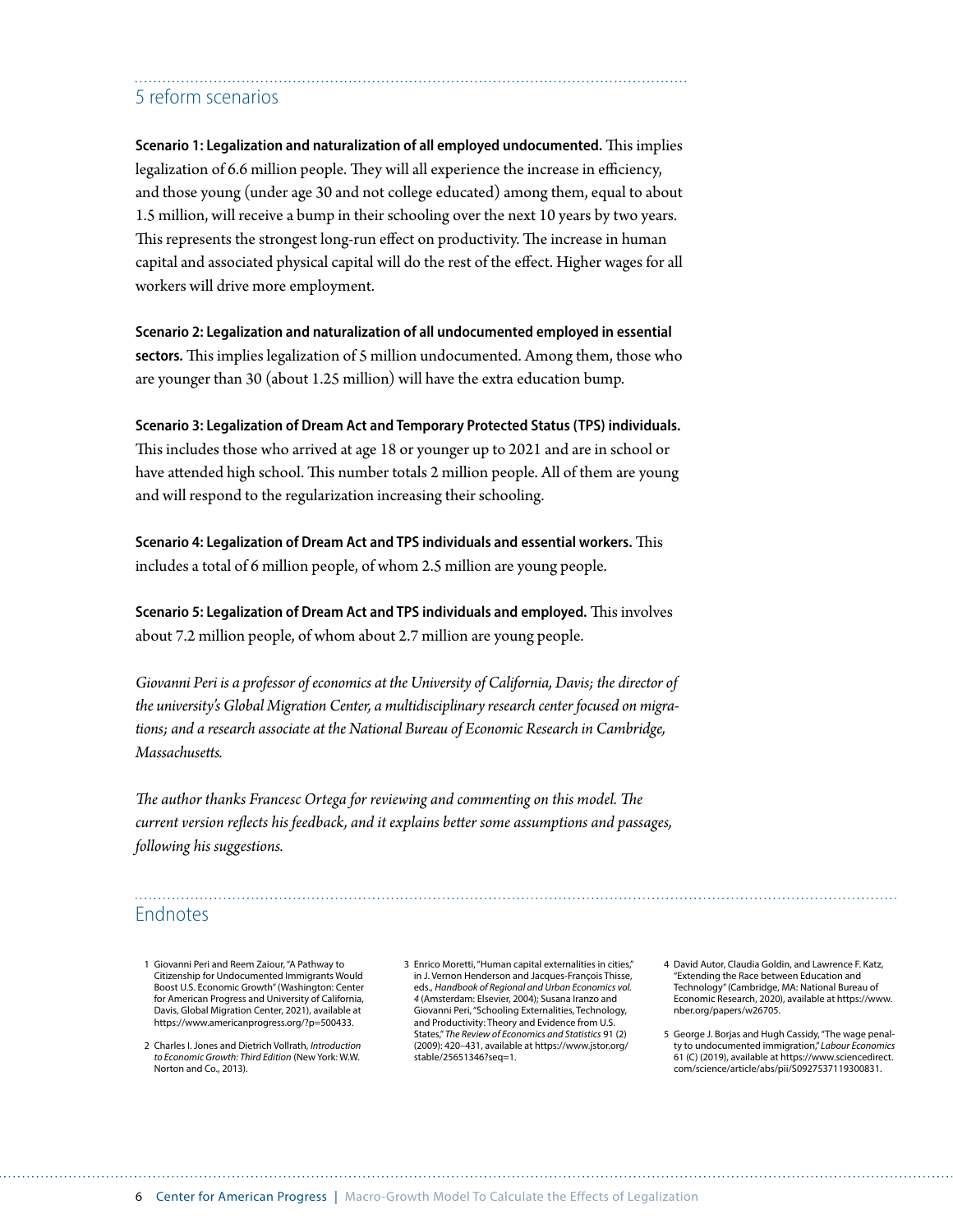## 5 reform scenarios

**Scenario 1: Legalization and naturalization of all employed undocumented.** This implies legalization of 6.6 million people. They will all experience the increase in efficiency, and those young (under age 30 and not college educated) among them, equal to about 1.5 million, will receive a bump in their schooling over the next 10 years by two years. This represents the strongest long-run effect on productivity. The increase in human capital and associated physical capital will do the rest of the effect. Higher wages for all workers will drive more employment.

**Scenario 2: Legalization and naturalization of all undocumented employed in essential sectors.** This implies legalization of 5 million undocumented. Among them, those who are younger than 30 (about 1.25 million) will have the extra education bump.

**Scenario 3: Legalization of Dream Act and Temporary Protected Status (TPS) individuals.** This includes those who arrived at age 18 or younger up to 2021 and are in school or have attended high school. This number totals 2 million people. All of them are young and will respond to the regularization increasing their schooling.

**Scenario 4: Legalization of Dream Act and TPS individuals and essential workers.** This includes a total of 6 million people, of whom 2.5 million are young people.

**Scenario 5: Legalization of Dream Act and TPS individuals and employed.** This involves about 7.2 million people, of whom about 2.7 million are young people.

*Giovanni Peri is a professor of economics at the University of California, Davis; the director of the university's Global Migration Center, a multidisciplinary research center focused on migrations; and a research associate at the National Bureau of Economic Research in Cambridge, Massachusetts.*

*The author thanks Francesc Ortega for reviewing and commenting on this model. The current version reflects his feedback, and it explains better some assumptions and passages, following his suggestions.*

## Endnotes

1. Giovanni Peri and Reem Zaiour, "A Pathway to Citizenship for Undocumented Immigrants Would Boost U.S. Economic Growth" (Washington: Center for American Progress and University of California, Davis, Global Migration Center, 2021), available at https://www.americanprogress.org/?p=500433.
2. Charles I. Jones and Dietrich Vollrath, *Introduction to Economic Growth: Third Edition* (New York: W.W. Norton and Co., 2013).
3. Enrico Moretti, "Human capital externalities in cities," in J. Vernon Henderson and Jacques-François Thisse, eds., *Handbook of Regional and Urban Economics vol. 4* (Amsterdam: Elsevier, 2004); Susana Iranzo and Giovanni Peri, "Schooling Externalities, Technology, and Productivity: Theory and Evidence from U.S. States," *The Review of Economics and Statistics* 91 (2) (2009): 420–431, available at https://www.jstor.org/stable/25651346?seq=1.
4. David Autor, Claudia Goldin, and Lawrence F. Katz, "Extending the Race between Education and Technology" (Cambridge, MA: National Bureau of Economic Research, 2020), available at https://www.nber.org/papers/w26705.
5. George J. Borjas and Hugh Cassidy, "The wage penalty to undocumented immigration," *Labour Economics* 61 (C) (2019), available at https://www.sciencedirect.com/science/article/abs/pii/S0927537119300831.